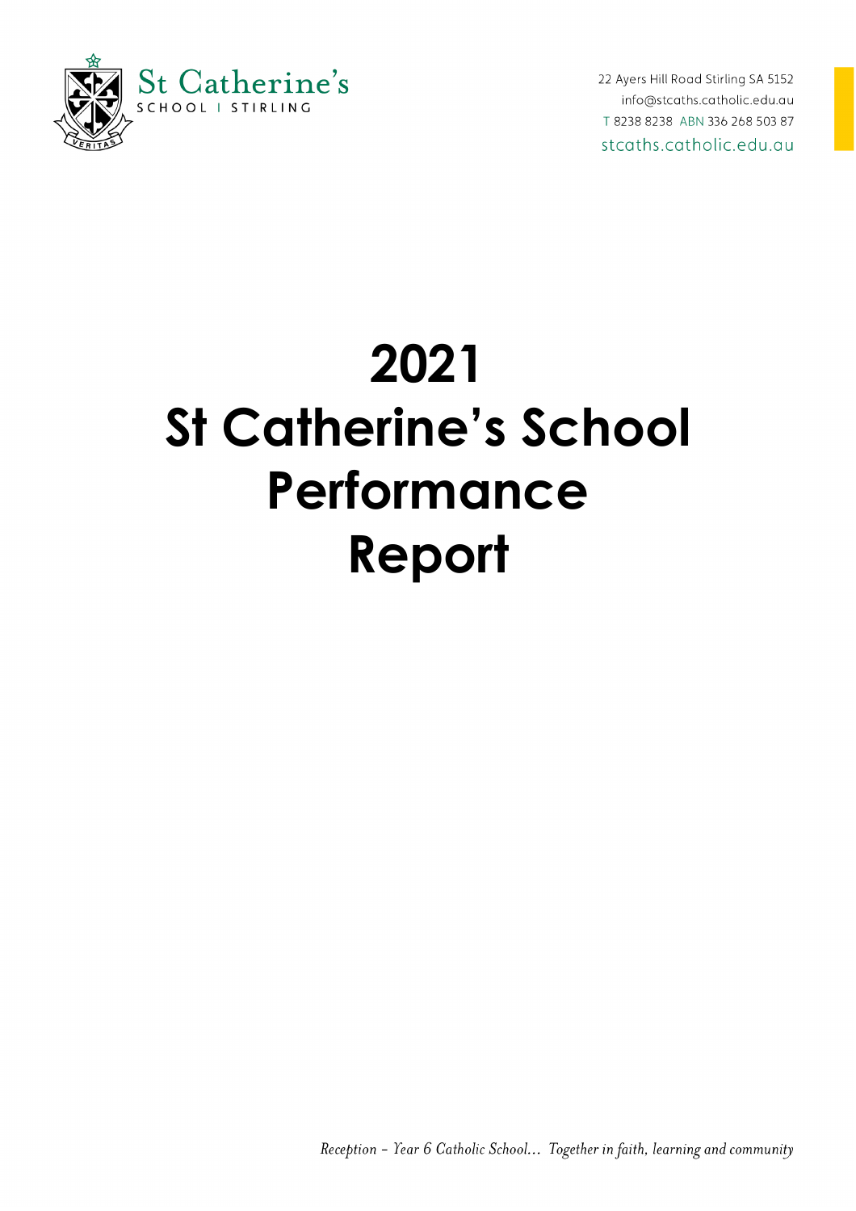St Catherine's
SCHOOL | STIRLING

22 Ayers Hill Road Stirling SA 5152
info@stcaths.catholic.edu.au
T 8238 8238 ABN 336 268 503 87
stcaths.catholic.edu.au

# 2021 St Catherine's School Performance Report

*Reception – Year 6 Catholic School... Together in faith, learning and community*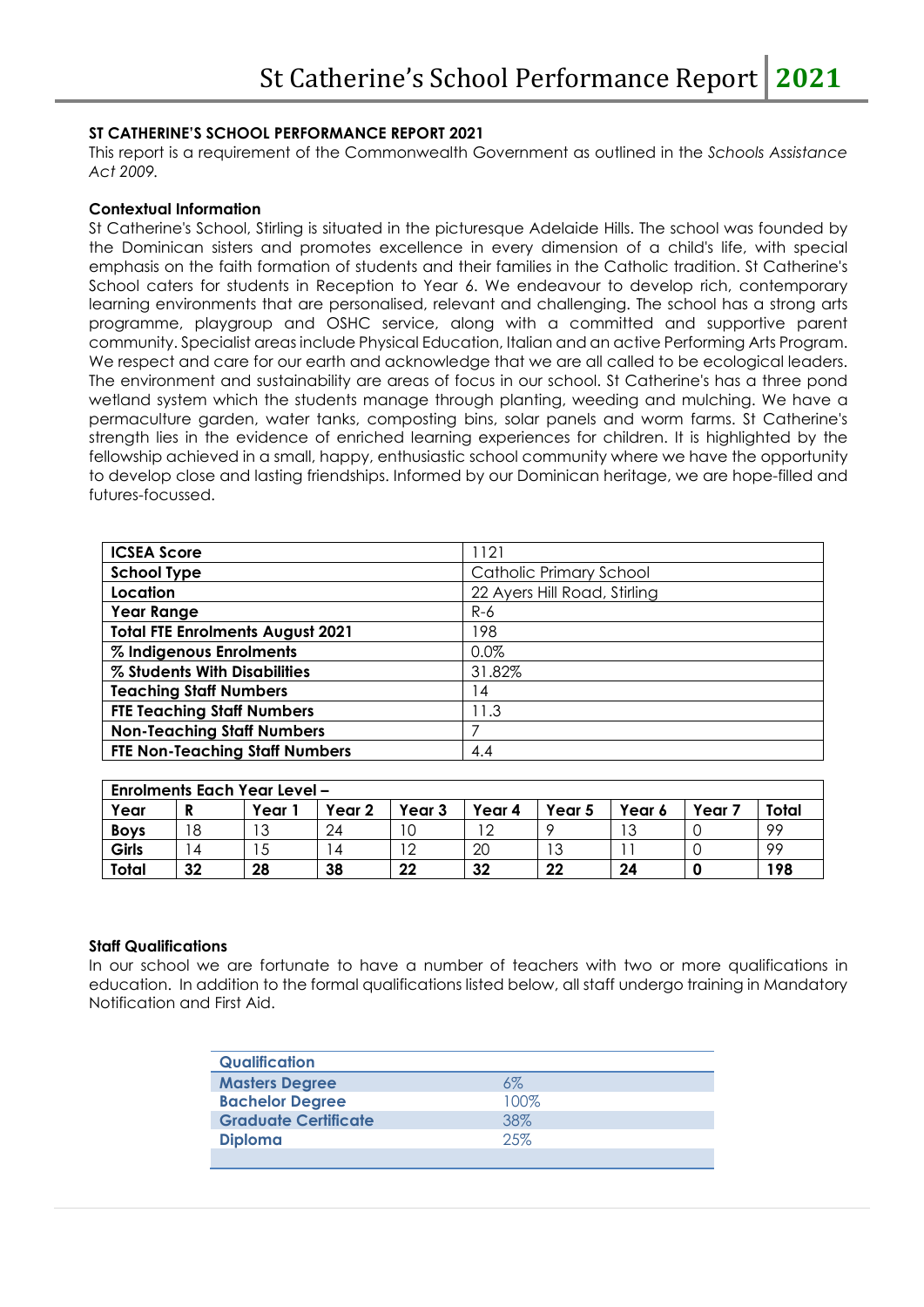## ST CATHERINE'S SCHOOL PERFORMANCE REPORT 2021

This report is a requirement of the Commonwealth Government as outlined in the *Schools Assistance Act 2009.*

### Contextual Information

St Catherine's School, Stirling is situated in the picturesque Adelaide Hills. The school was founded by the Dominican sisters and promotes excellence in every dimension of a child's life, with special emphasis on the faith formation of students and their families in the Catholic tradition. St Catherine's School caters for students in Reception to Year 6. We endeavour to develop rich, contemporary learning environments that are personalised, relevant and challenging. The school has a strong arts programme, playgroup and OSHC service, along with a committed and supportive parent community. Specialist areas include Physical Education, Italian and an active Performing Arts Program. We respect and care for our earth and acknowledge that we are all called to be ecological leaders. The environment and sustainability are areas of focus in our school. St Catherine's has a three pond wetland system which the students manage through planting, weeding and mulching. We have a permaculture garden, water tanks, composting bins, solar panels and worm farms. St Catherine's strength lies in the evidence of enriched learning experiences for children. It is highlighted by the fellowship achieved in a small, happy, enthusiastic school community where we have the opportunity to develop close and lasting friendships. Informed by our Dominican heritage, we are hope-filled and futures-focussed.

| | |
|---|---|
| **ICSEA Score** | 1121 |
| **School Type** | Catholic Primary School |
| **Location** | 22 Ayers Hill Road, Stirling |
| **Year Range** | R-6 |
| **Total FTE Enrolments August 2021** | 198 |
| **% Indigenous Enrolments** | 0.0% |
| **% Students With Disabilities** | 31.82% |
| **Teaching Staff Numbers** | 14 |
| **FTE Teaching Staff Numbers** | 11.3 |
| **Non-Teaching Staff Numbers** | 7 |
| **FTE Non-Teaching Staff Numbers** | 4.4 |

| **Enrolments Each Year Level –** | | | | | | | | | |
|---|---|---|---|---|---|---|---|---|---|
| **Year** | **R** | **Year 1** | **Year 2** | **Year 3** | **Year 4** | **Year 5** | **Year 6** | **Year 7** | **Total** |
| **Boys** | 18 | 13 | 24 | 10 | 12 | 9 | 13 | 0 | 99 |
| **Girls** | 14 | 15 | 14 | 12 | 20 | 13 | 11 | 0 | 99 |
| **Total** | **32** | **28** | **38** | **22** | **32** | **22** | **24** | **0** | **198** |

### Staff Qualifications

In our school we are fortunate to have a number of teachers with two or more qualifications in education. In addition to the formal qualifications listed below, all staff undergo training in Mandatory Notification and First Aid.

| **Qualification** | |
|---|---|
| **Masters Degree** | 6% |
| **Bachelor Degree** | 100% |
| **Graduate Certificate** | 38% |
| **Diploma** | 25% |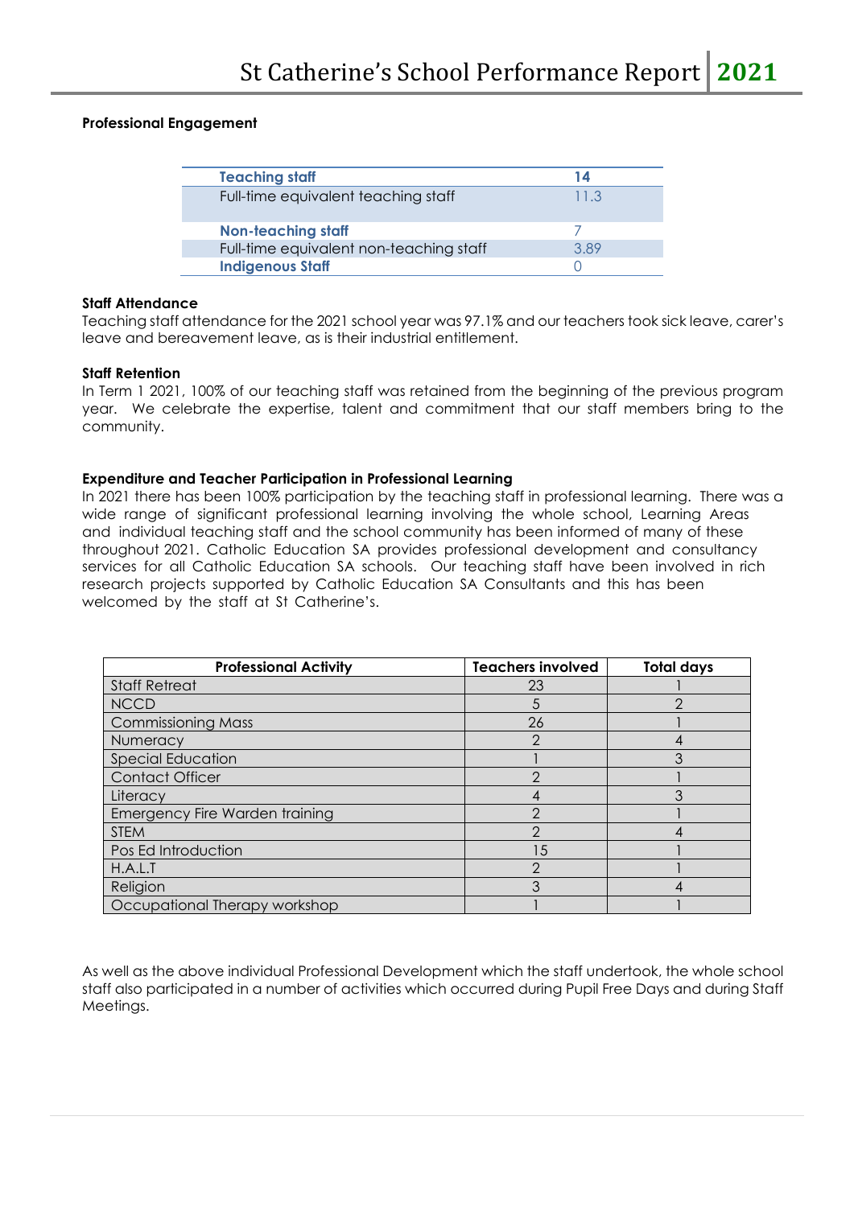**Professional Engagement**

| Teaching staff | 14 |
|---|---|
| Full-time equivalent teaching staff | 11.3 |
| **Non-teaching staff** | 7 |
| Full-time equivalent non-teaching staff | 3.89 |
| **Indigenous Staff** | 0 |

**Staff Attendance**

Teaching staff attendance for the 2021 school year was 97.1% and our teachers took sick leave, carer's leave and bereavement leave, as is their industrial entitlement.

**Staff Retention**

In Term 1 2021, 100% of our teaching staff was retained from the beginning of the previous program year. We celebrate the expertise, talent and commitment that our staff members bring to the community.

**Expenditure and Teacher Participation in Professional Learning**

In 2021 there has been 100% participation by the teaching staff in professional learning. There was a wide range of significant professional learning involving the whole school, Learning Areas and individual teaching staff and the school community has been informed of many of these throughout 2021. Catholic Education SA provides professional development and consultancy services for all Catholic Education SA schools. Our teaching staff have been involved in rich research projects supported by Catholic Education SA Consultants and this has been welcomed by the staff at St Catherine's.

| Professional Activity | Teachers involved | Total days |
|---|---|---|
| Staff Retreat | 23 | 1 |
| NCCD | 5 | 2 |
| Commissioning Mass | 26 | 1 |
| Numeracy | 2 | 4 |
| Special Education | 1 | 3 |
| Contact Officer | 2 | 1 |
| Literacy | 4 | 3 |
| Emergency Fire Warden training | 2 | 1 |
| STEM | 2 | 4 |
| Pos Ed Introduction | 15 | 1 |
| H.A.L.T | 2 | 1 |
| Religion | 3 | 4 |
| Occupational Therapy workshop | 1 | 1 |

As well as the above individual Professional Development which the staff undertook, the whole school staff also participated in a number of activities which occurred during Pupil Free Days and during Staff Meetings.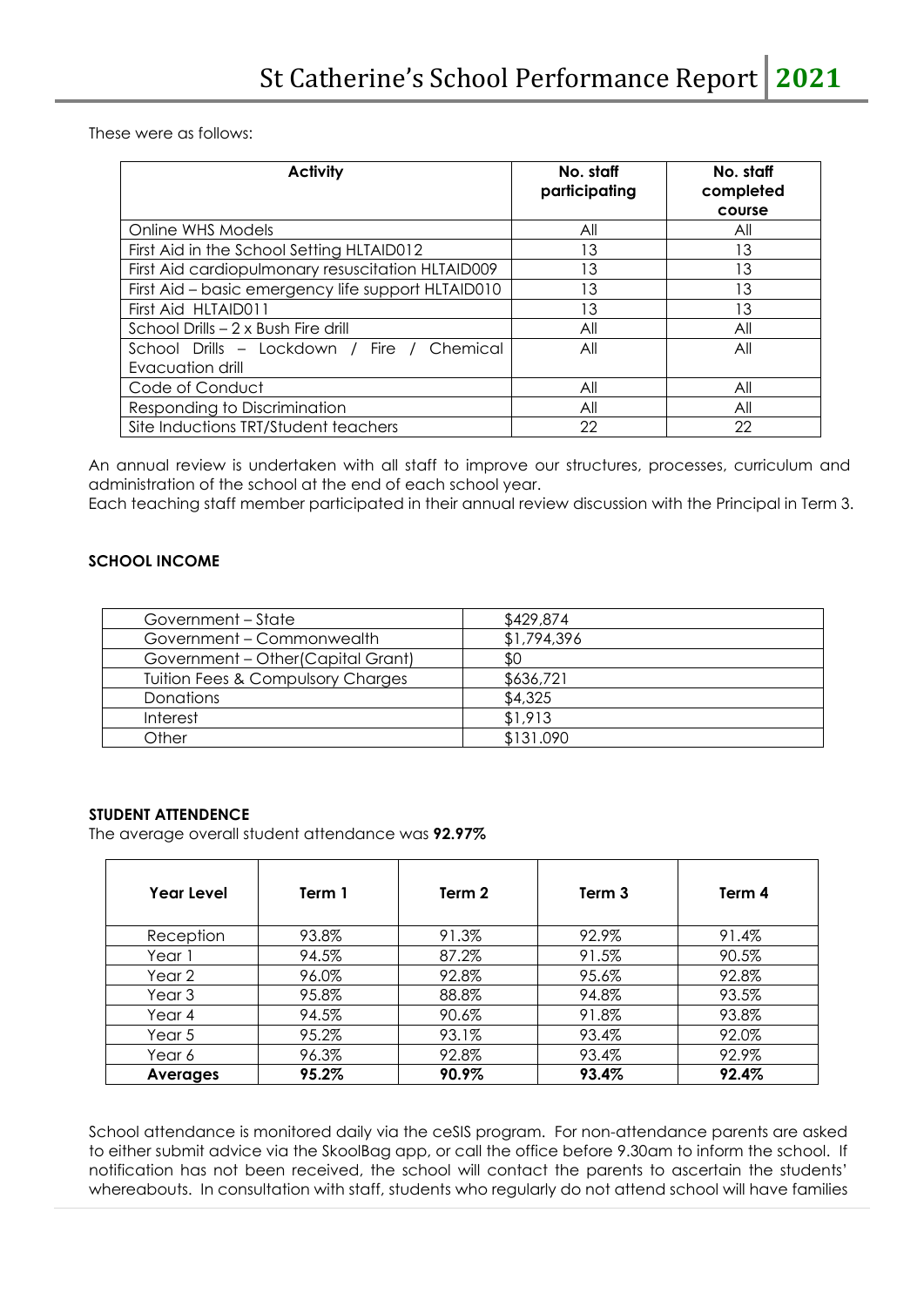These were as follows:

| Activity | No. staff participating | No. staff completed course |
|---|---|---|
| Online WHS Models | All | All |
| First Aid in the School Setting HLTAID012 | 13 | 13 |
| First Aid cardiopulmonary resuscitation HLTAID009 | 13 | 13 |
| First Aid – basic emergency life support HLTAID010 | 13 | 13 |
| First Aid HLTAID011 | 13 | 13 |
| School Drills – 2 x Bush Fire drill | All | All |
| School Drills – Lockdown / Fire / Chemical Evacuation drill | All | All |
| Code of Conduct | All | All |
| Responding to Discrimination | All | All |
| Site Inductions TRT/Student teachers | 22 | 22 |

An annual review is undertaken with all staff to improve our structures, processes, curriculum and administration of the school at the end of each school year.
Each teaching staff member participated in their annual review discussion with the Principal in Term 3.

**SCHOOL INCOME**

| | |
|---|---|
| Government – State | $429,874 |
| Government – Commonwealth | $1,794,396 |
| Government – Other(Capital Grant) | $0 |
| Tuition Fees & Compulsory Charges | $636,721 |
| Donations | $4,325 |
| Interest | $1,913 |
| Other | $131.090 |

**STUDENT ATTENDENCE**
The average overall student attendance was **92.97%**

| Year Level | Term 1 | Term 2 | Term 3 | Term 4 |
|---|---|---|---|---|
| Reception | 93.8% | 91.3% | 92.9% | 91.4% |
| Year 1 | 94.5% | 87.2% | 91.5% | 90.5% |
| Year 2 | 96.0% | 92.8% | 95.6% | 92.8% |
| Year 3 | 95.8% | 88.8% | 94.8% | 93.5% |
| Year 4 | 94.5% | 90.6% | 91.8% | 93.8% |
| Year 5 | 95.2% | 93.1% | 93.4% | 92.0% |
| Year 6 | 96.3% | 92.8% | 93.4% | 92.9% |
| **Averages** | **95.2%** | **90.9%** | **93.4%** | **92.4%** |

School attendance is monitored daily via the ceSIS program. For non-attendance parents are asked to either submit advice via the SkoolBag app, or call the office before 9.30am to inform the school. If notification has not been received, the school will contact the parents to ascertain the students' whereabouts. In consultation with staff, students who regularly do not attend school will have families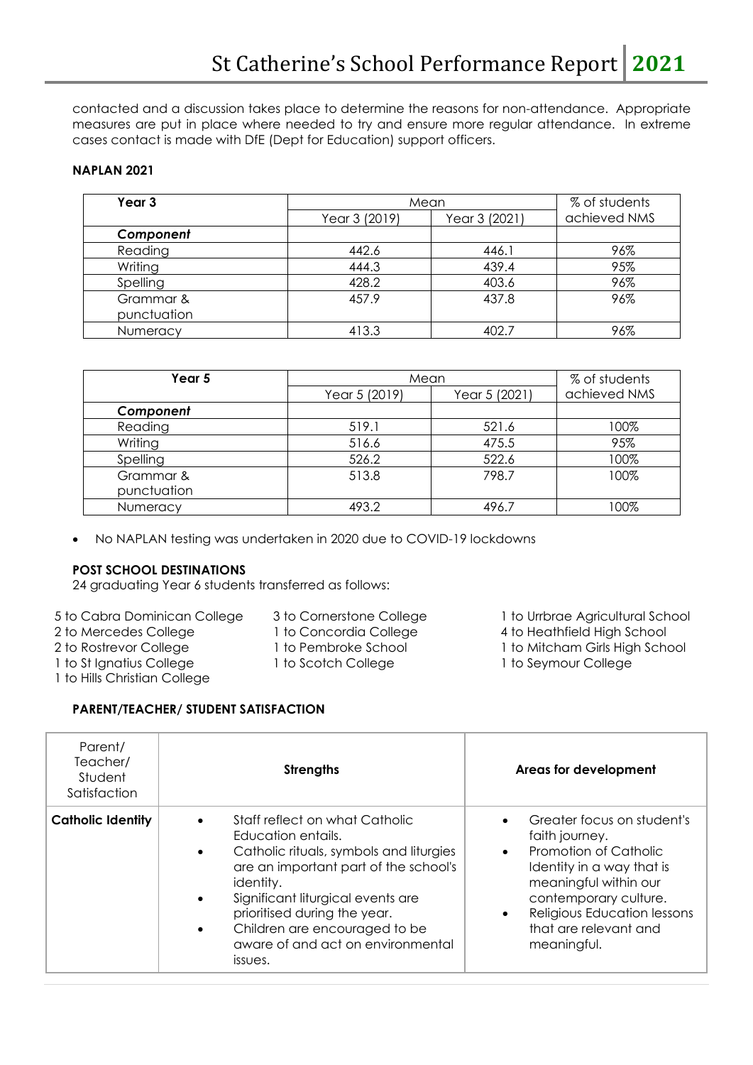contacted and a discussion takes place to determine the reasons for non-attendance. Appropriate measures are put in place where needed to try and ensure more regular attendance. In extreme cases contact is made with DfE (Dept for Education) support officers.

**NAPLAN 2021**

| Year 3 | Mean | | % of students achieved NMS |
|---|---|---|---|
| | Year 3 (2019) | Year 3 (2021) | |
| ***Component*** | | | |
| Reading | 442.6 | 446.1 | 96% |
| Writing | 444.3 | 439.4 | 95% |
| Spelling | 428.2 | 403.6 | 96% |
| Grammar & punctuation | 457.9 | 437.8 | 96% |
| Numeracy | 413.3 | 402.7 | 96% |

| Year 5 | Mean | | % of students achieved NMS |
|---|---|---|---|
| | Year 5 (2019) | Year 5 (2021) | |
| ***Component*** | | | |
| Reading | 519.1 | 521.6 | 100% |
| Writing | 516.6 | 475.5 | 95% |
| Spelling | 526.2 | 522.6 | 100% |
| Grammar & punctuation | 513.8 | 798.7 | 100% |
| Numeracy | 493.2 | 496.7 | 100% |

- No NAPLAN testing was undertaken in 2020 due to COVID-19 lockdowns

**POST SCHOOL DESTINATIONS**

24 graduating Year 6 students transferred as follows:

5 to Cabra Dominican College
2 to Mercedes College
2 to Rostrevor College
1 to St Ignatius College
1 to Hills Christian College
3 to Cornerstone College
1 to Concordia College
1 to Pembroke School
1 to Scotch College
1 to Urrbrae Agricultural School
4 to Heathfield High School
1 to Mitcham Girls High School
1 to Seymour College

**PARENT/TEACHER/ STUDENT SATISFACTION**

| Parent/ Teacher/ Student Satisfaction | **Strengths** | **Areas for development** |
|---|---|---|
| **Catholic Identity** | • Staff reflect on what Catholic Education entails.<br>• Catholic rituals, symbols and liturgies are an important part of the school's identity.<br>• Significant liturgical events are prioritised during the year.<br>• Children are encouraged to be aware of and act on environmental issues. | • Greater focus on student's faith journey.<br>• Promotion of Catholic Identity in a way that is meaningful within our contemporary culture.<br>• Religious Education lessons that are relevant and meaningful. |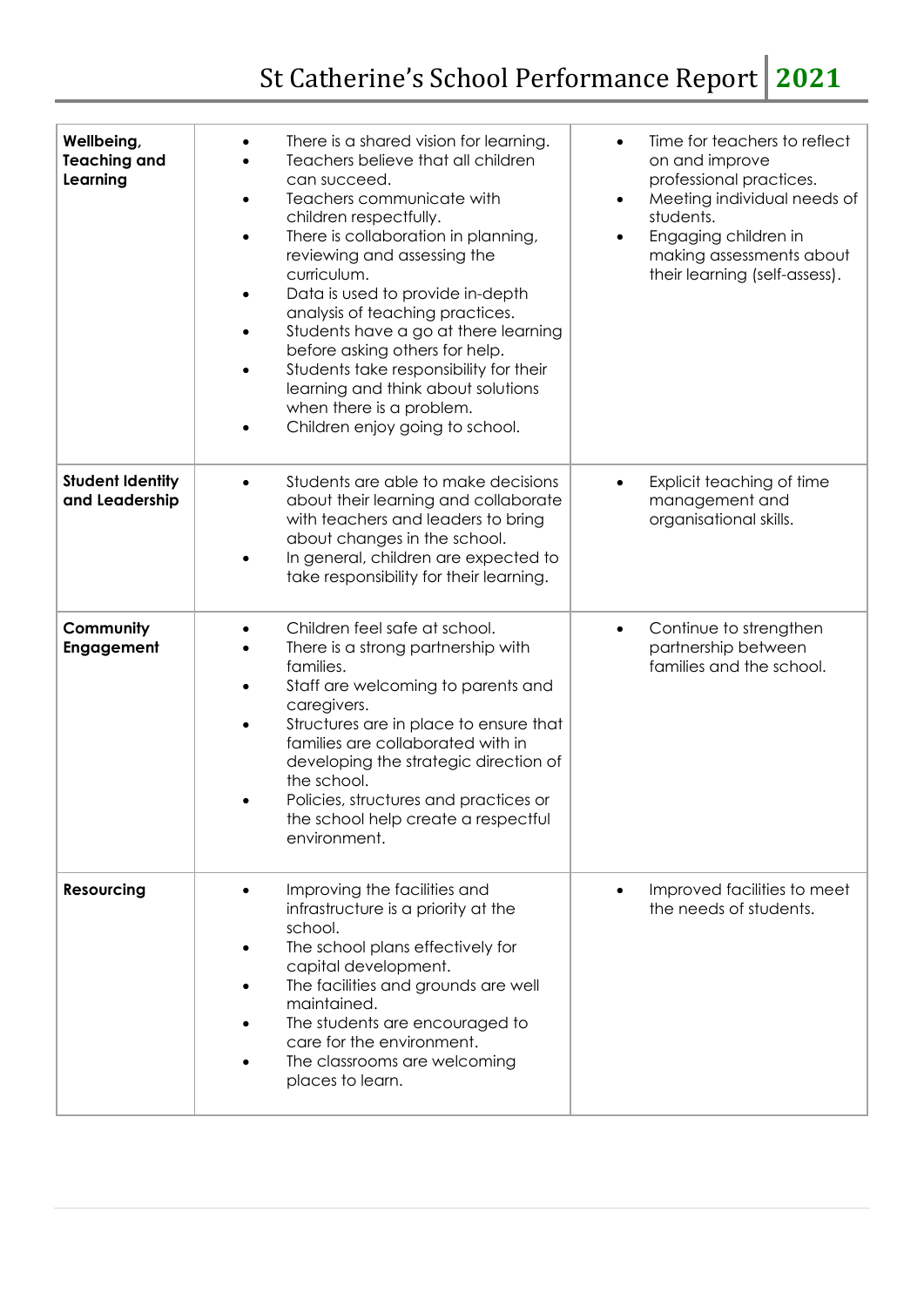| | | |
|---|---|---|
| **Wellbeing, Teaching and Learning** | • There is a shared vision for learning.<br>• Teachers believe that all children can succeed.<br>• Teachers communicate with children respectfully.<br>• There is collaboration in planning, reviewing and assessing the curriculum.<br>• Data is used to provide in-depth analysis of teaching practices.<br>• Students have a go at there learning before asking others for help.<br>• Students take responsibility for their learning and think about solutions when there is a problem.<br>• Children enjoy going to school. | • Time for teachers to reflect on and improve professional practices.<br>• Meeting individual needs of students.<br>• Engaging children in making assessments about their learning (self-assess). |
| **Student Identity and Leadership** | • Students are able to make decisions about their learning and collaborate with teachers and leaders to bring about changes in the school.<br>• In general, children are expected to take responsibility for their learning. | • Explicit teaching of time management and organisational skills. |
| **Community Engagement** | • Children feel safe at school.<br>• There is a strong partnership with families.<br>• Staff are welcoming to parents and caregivers.<br>• Structures are in place to ensure that families are collaborated with in developing the strategic direction of the school.<br>• Policies, structures and practices or the school help create a respectful environment. | • Continue to strengthen partnership between families and the school. |
| **Resourcing** | • Improving the facilities and infrastructure is a priority at the school.<br>• The school plans effectively for capital development.<br>• The facilities and grounds are well maintained.<br>• The students are encouraged to care for the environment.<br>• The classrooms are welcoming places to learn. | • Improved facilities to meet the needs of students. |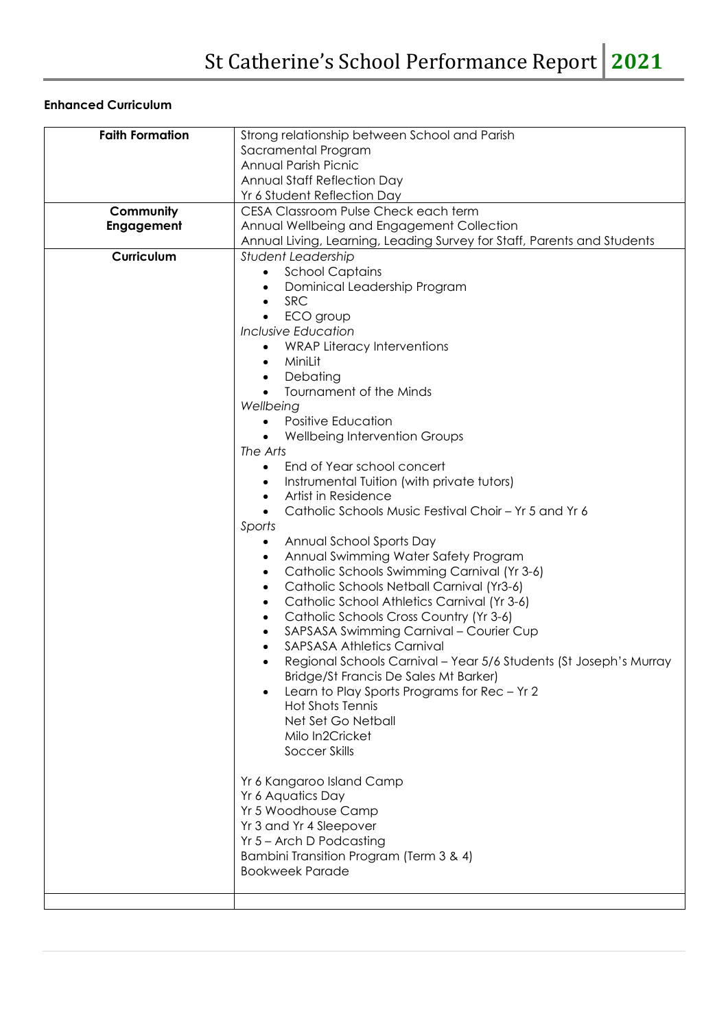**Enhanced Curriculum**

| | |
|---|---|
| **Faith Formation** | Strong relationship between School and Parish<br>Sacramental Program<br>Annual Parish Picnic<br>Annual Staff Reflection Day<br>Yr 6 Student Reflection Day |
| **Community Engagement** | CESA Classroom Pulse Check each term<br>Annual Wellbeing and Engagement Collection<br>Annual Living, Learning, Leading Survey for Staff, Parents and Students |
| **Curriculum** | *Student Leadership*<br>• School Captains<br>• Dominical Leadership Program<br>• SRC<br>• ECO group<br>*Inclusive Education*<br>• WRAP Literacy Interventions<br>• MiniLit<br>• Debating<br>• Tournament of the Minds<br>*Wellbeing*<br>• Positive Education<br>• Wellbeing Intervention Groups<br>*The Arts*<br>• End of Year school concert<br>• Instrumental Tuition (with private tutors)<br>• Artist in Residence<br>• Catholic Schools Music Festival Choir – Yr 5 and Yr 6<br>*Sports*<br>• Annual School Sports Day<br>• Annual Swimming Water Safety Program<br>• Catholic Schools Swimming Carnival (Yr 3-6)<br>• Catholic Schools Netball Carnival (Yr3-6)<br>• Catholic School Athletics Carnival (Yr 3-6)<br>• Catholic Schools Cross Country (Yr 3-6)<br>• SAPSASA Swimming Carnival – Courier Cup<br>• SAPSASA Athletics Carnival<br>• Regional Schools Carnival – Year 5/6 Students (St Joseph's Murray Bridge/St Francis De Sales Mt Barker)<br>• Learn to Play Sports Programs for Rec – Yr 2<br>Hot Shots Tennis<br>Net Set Go Netball<br>Milo In2Cricket<br>Soccer Skills<br><br>Yr 6 Kangaroo Island Camp<br>Yr 6 Aquatics Day<br>Yr 5 Woodhouse Camp<br>Yr 3 and Yr 4 Sleepover<br>Yr 5 – Arch D Podcasting<br>Bambini Transition Program (Term 3 & 4)<br>Bookweek Parade |
| | |